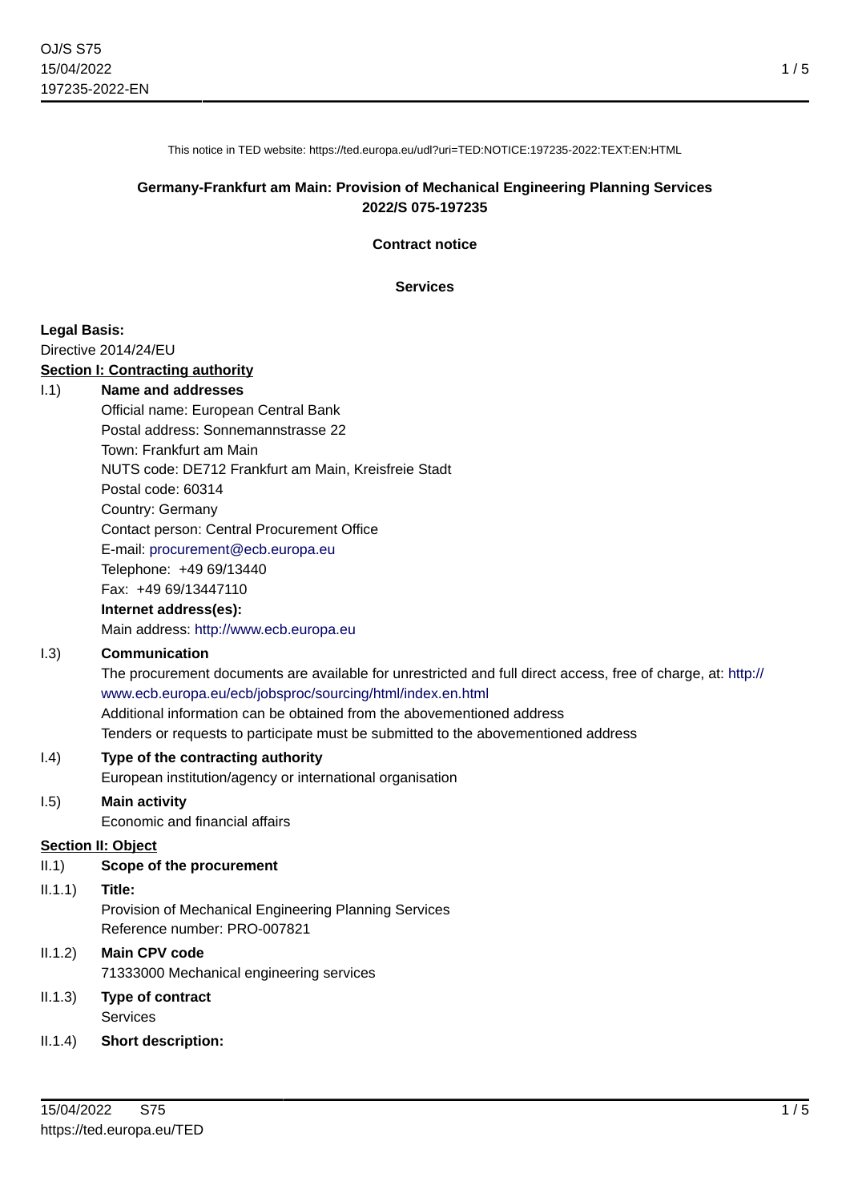This notice in TED website: https://ted.europa.eu/udl?uri=TED:NOTICE:197235-2022:TEXT:EN:HTML

**Germany-Frankfurt am Main: Provision of Mechanical Engineering Planning Services**
**2022/S 075-197235**

**Contract notice**

**Services**

**Legal Basis:**
Directive 2014/24/EU

**Section I: Contracting authority**

I.1) **Name and addresses**
Official name: European Central Bank
Postal address: Sonnemannstrasse 22
Town: Frankfurt am Main
NUTS code: DE712 Frankfurt am Main, Kreisfreie Stadt
Postal code: 60314
Country: Germany
Contact person: Central Procurement Office
E-mail: procurement@ecb.europa.eu
Telephone: +49 69/13440
Fax: +49 69/13447110
**Internet address(es):**
Main address: http://www.ecb.europa.eu

I.3) **Communication**
The procurement documents are available for unrestricted and full direct access, free of charge, at: http://www.ecb.europa.eu/ecb/jobsproc/sourcing/html/index.en.html
Additional information can be obtained from the abovementioned address
Tenders or requests to participate must be submitted to the abovementioned address

I.4) **Type of the contracting authority**
European institution/agency or international organisation

I.5) **Main activity**
Economic and financial affairs

**Section II: Object**

II.1) **Scope of the procurement**

II.1.1) **Title:**
Provision of Mechanical Engineering Planning Services
Reference number: PRO-007821

II.1.2) **Main CPV code**
71333000 Mechanical engineering services

II.1.3) **Type of contract**
Services

II.1.4) **Short description:**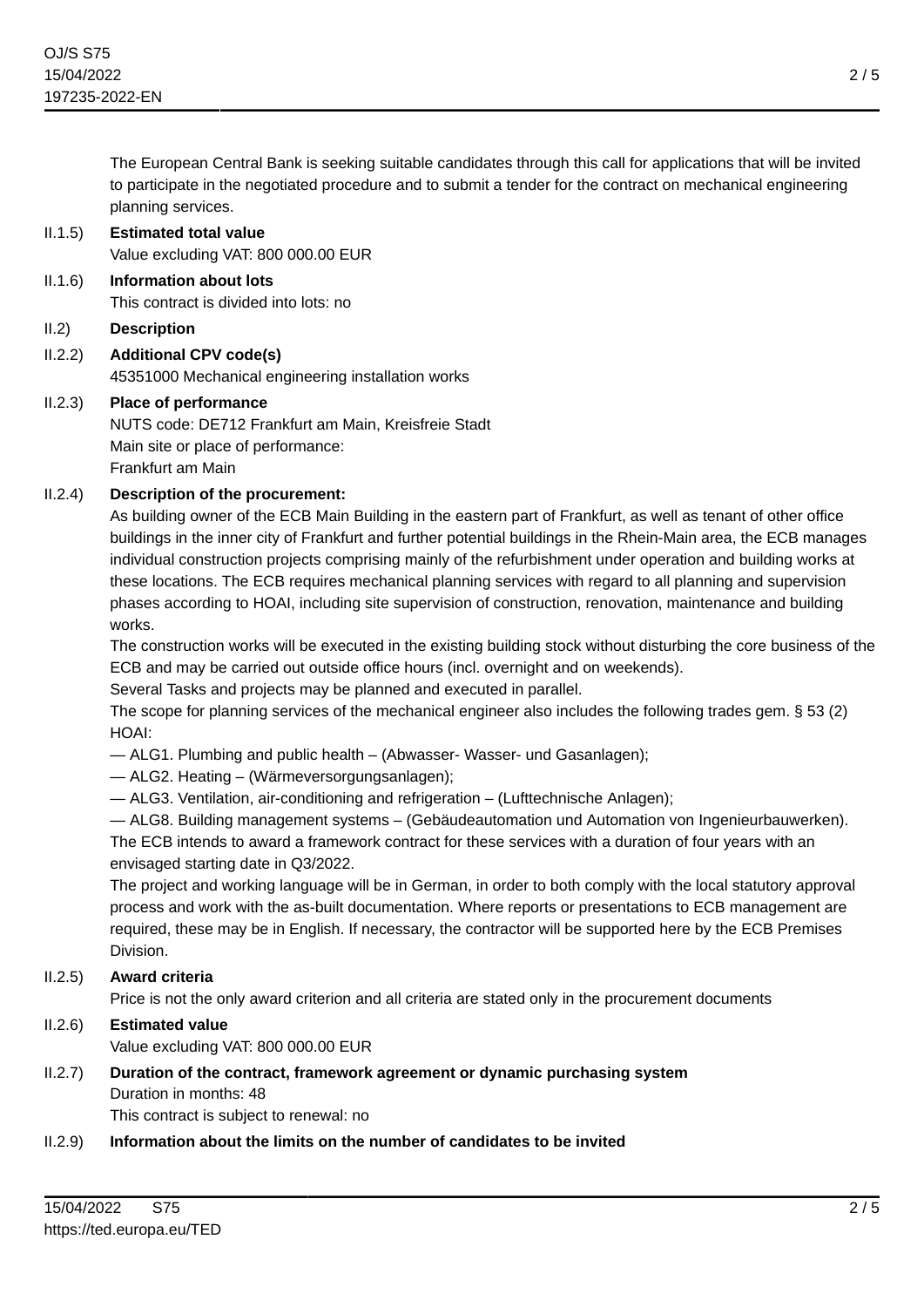The European Central Bank is seeking suitable candidates through this call for applications that will be invited to participate in the negotiated procedure and to submit a tender for the contract on mechanical engineering planning services.

II.1.5) **Estimated total value**
Value excluding VAT: 800 000.00 EUR

II.1.6) **Information about lots**
This contract is divided into lots: no

II.2) **Description**

II.2.2) **Additional CPV code(s)**
45351000 Mechanical engineering installation works

II.2.3) **Place of performance**
NUTS code: DE712 Frankfurt am Main, Kreisfreie Stadt
Main site or place of performance:
Frankfurt am Main

II.2.4) **Description of the procurement:**
As building owner of the ECB Main Building in the eastern part of Frankfurt, as well as tenant of other office buildings in the inner city of Frankfurt and further potential buildings in the Rhein-Main area, the ECB manages individual construction projects comprising mainly of the refurbishment under operation and building works at these locations. The ECB requires mechanical planning services with regard to all planning and supervision phases according to HOAI, including site supervision of construction, renovation, maintenance and building works.
The construction works will be executed in the existing building stock without disturbing the core business of the ECB and may be carried out outside office hours (incl. overnight and on weekends).
Several Tasks and projects may be planned and executed in parallel.
The scope for planning services of the mechanical engineer also includes the following trades gem. § 53 (2) HOAI:
— ALG1. Plumbing and public health – (Abwasser- Wasser- und Gasanlagen);
— ALG2. Heating – (Wärmeversorgungsanlagen);
— ALG3. Ventilation, air-conditioning and refrigeration – (Lufttechnische Anlagen);
— ALG8. Building management systems – (Gebäudeautomation und Automation von Ingenieurbauwerken).
The ECB intends to award a framework contract for these services with a duration of four years with an envisaged starting date in Q3/2022.
The project and working language will be in German, in order to both comply with the local statutory approval process and work with the as-built documentation. Where reports or presentations to ECB management are required, these may be in English. If necessary, the contractor will be supported here by the ECB Premises Division.

II.2.5) **Award criteria**
Price is not the only award criterion and all criteria are stated only in the procurement documents

II.2.6) **Estimated value**
Value excluding VAT: 800 000.00 EUR

II.2.7) **Duration of the contract, framework agreement or dynamic purchasing system**
Duration in months: 48
This contract is subject to renewal: no

II.2.9) **Information about the limits on the number of candidates to be invited**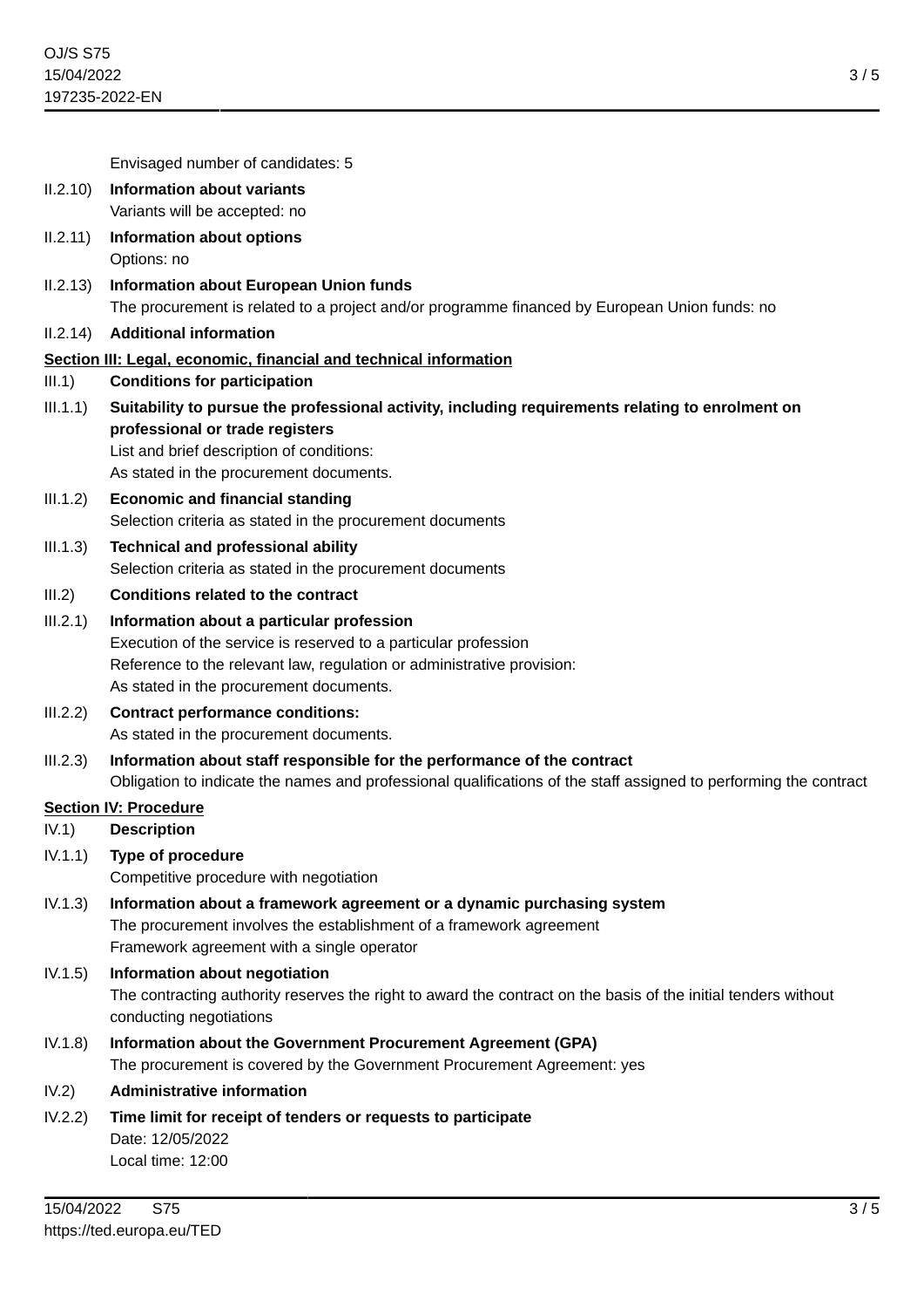Envisaged number of candidates: 5

II.2.10) **Information about variants**

Variants will be accepted: no

II.2.11) **Information about options**

Options: no

II.2.13) **Information about European Union funds**

The procurement is related to a project and/or programme financed by European Union funds: no

II.2.14) **Additional information**

## Section III: Legal, economic, financial and technical information

III.1) **Conditions for participation**

III.1.1) **Suitability to pursue the professional activity, including requirements relating to enrolment on professional or trade registers**

List and brief description of conditions:

As stated in the procurement documents.

III.1.2) **Economic and financial standing**

Selection criteria as stated in the procurement documents

III.1.3) **Technical and professional ability**

Selection criteria as stated in the procurement documents

III.2) **Conditions related to the contract**

III.2.1) **Information about a particular profession**

Execution of the service is reserved to a particular profession

Reference to the relevant law, regulation or administrative provision:

As stated in the procurement documents.

III.2.2) **Contract performance conditions:**

As stated in the procurement documents.

III.2.3) **Information about staff responsible for the performance of the contract**

Obligation to indicate the names and professional qualifications of the staff assigned to performing the contract

## Section IV: Procedure

IV.1) **Description**

IV.1.1) **Type of procedure**

Competitive procedure with negotiation

IV.1.3) **Information about a framework agreement or a dynamic purchasing system**

The procurement involves the establishment of a framework agreement

Framework agreement with a single operator

IV.1.5) **Information about negotiation**

The contracting authority reserves the right to award the contract on the basis of the initial tenders without conducting negotiations

IV.1.8) **Information about the Government Procurement Agreement (GPA)**

The procurement is covered by the Government Procurement Agreement: yes

IV.2) **Administrative information**

IV.2.2) **Time limit for receipt of tenders or requests to participate**

Date: 12/05/2022

Local time: 12:00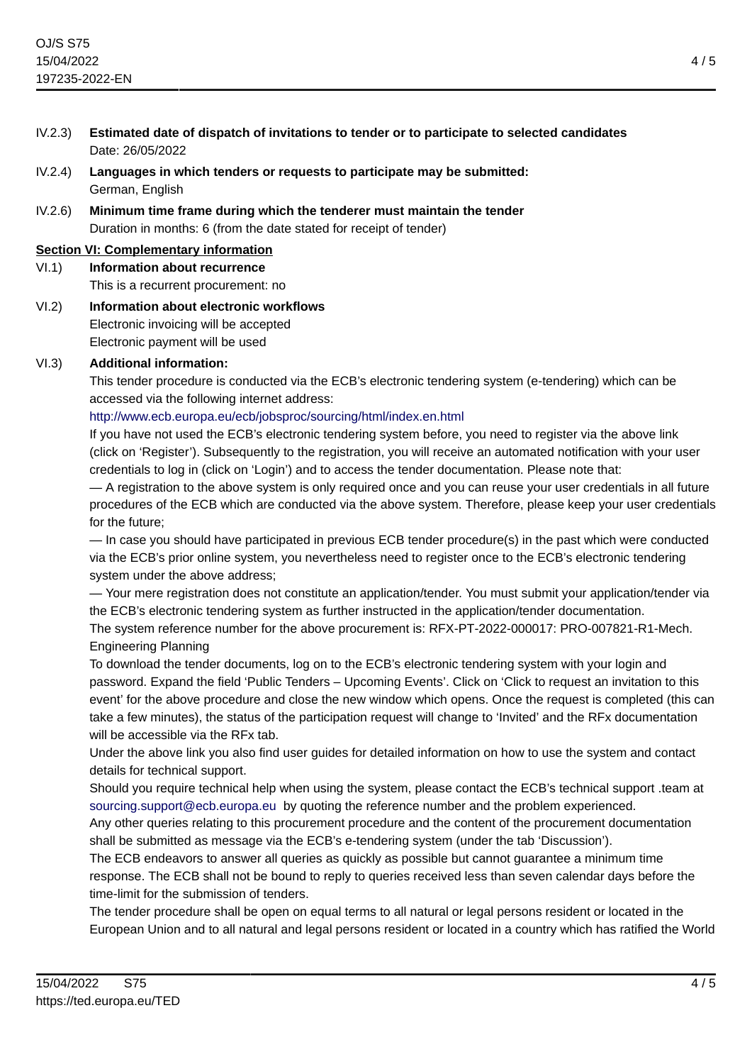IV.2.3) **Estimated date of dispatch of invitations to tender or to participate to selected candidates**
Date: 26/05/2022

IV.2.4) **Languages in which tenders or requests to participate may be submitted:**
German, English

IV.2.6) **Minimum time frame during which the tenderer must maintain the tender**
Duration in months: 6 (from the date stated for receipt of tender)

## Section VI: Complementary information

VI.1) **Information about recurrence**
This is a recurrent procurement: no

VI.2) **Information about electronic workflows**
Electronic invoicing will be accepted
Electronic payment will be used

VI.3) **Additional information:**

This tender procedure is conducted via the ECB's electronic tendering system (e-tendering) which can be accessed via the following internet address:
http://www.ecb.europa.eu/ecb/jobsproc/sourcing/html/index.en.html
If you have not used the ECB's electronic tendering system before, you need to register via the above link (click on 'Register'). Subsequently to the registration, you will receive an automated notification with your user credentials to log in (click on 'Login') and to access the tender documentation. Please note that:
— A registration to the above system is only required once and you can reuse your user credentials in all future procedures of the ECB which are conducted via the above system. Therefore, please keep your user credentials for the future;
— In case you should have participated in previous ECB tender procedure(s) in the past which were conducted via the ECB's prior online system, you nevertheless need to register once to the ECB's electronic tendering system under the above address;
— Your mere registration does not constitute an application/tender. You must submit your application/tender via the ECB's electronic tendering system as further instructed in the application/tender documentation.
The system reference number for the above procurement is: RFX-PT-2022-000017: PRO-007821-R1-Mech. Engineering Planning
To download the tender documents, log on to the ECB's electronic tendering system with your login and password. Expand the field 'Public Tenders – Upcoming Events'. Click on 'Click to request an invitation to this event' for the above procedure and close the new window which opens. Once the request is completed (this can take a few minutes), the status of the participation request will change to 'Invited' and the RFx documentation will be accessible via the RFx tab.
Under the above link you also find user guides for detailed information on how to use the system and contact details for technical support.
Should you require technical help when using the system, please contact the ECB's technical support .team at sourcing.support@ecb.europa.eu by quoting the reference number and the problem experienced.
Any other queries relating to this procurement procedure and the content of the procurement documentation shall be submitted as message via the ECB's e-tendering system (under the tab 'Discussion').
The ECB endeavors to answer all queries as quickly as possible but cannot guarantee a minimum time response. The ECB shall not be bound to reply to queries received less than seven calendar days before the time-limit for the submission of tenders.
The tender procedure shall be open on equal terms to all natural or legal persons resident or located in the European Union and to all natural and legal persons resident or located in a country which has ratified the World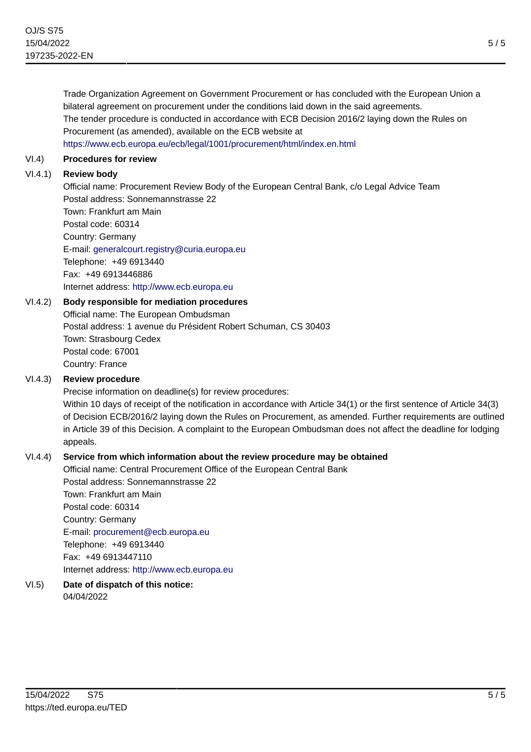Trade Organization Agreement on Government Procurement or has concluded with the European Union a bilateral agreement on procurement under the conditions laid down in the said agreements.
The tender procedure is conducted in accordance with ECB Decision 2016/2 laying down the Rules on Procurement (as amended), available on the ECB website at
https://www.ecb.europa.eu/ecb/legal/1001/procurement/html/index.en.html

**VI.4) Procedures for review**

**VI.4.1) Review body**

Official name: Procurement Review Body of the European Central Bank, c/o Legal Advice Team
Postal address: Sonnemannstrasse 22
Town: Frankfurt am Main
Postal code: 60314
Country: Germany
E-mail: generalcourt.registry@curia.europa.eu
Telephone: +49 6913440
Fax: +49 6913446886
Internet address: http://www.ecb.europa.eu

**VI.4.2) Body responsible for mediation procedures**

Official name: The European Ombudsman
Postal address: 1 avenue du Président Robert Schuman, CS 30403
Town: Strasbourg Cedex
Postal code: 67001
Country: France

**VI.4.3) Review procedure**

Precise information on deadline(s) for review procedures:
Within 10 days of receipt of the notification in accordance with Article 34(1) or the first sentence of Article 34(3) of Decision ECB/2016/2 laying down the Rules on Procurement, as amended. Further requirements are outlined in Article 39 of this Decision. A complaint to the European Ombudsman does not affect the deadline for lodging appeals.

**VI.4.4) Service from which information about the review procedure may be obtained**

Official name: Central Procurement Office of the European Central Bank
Postal address: Sonnemannstrasse 22
Town: Frankfurt am Main
Postal code: 60314
Country: Germany
E-mail: procurement@ecb.europa.eu
Telephone: +49 6913440
Fax: +49 6913447110
Internet address: http://www.ecb.europa.eu

**VI.5) Date of dispatch of this notice:**

04/04/2022